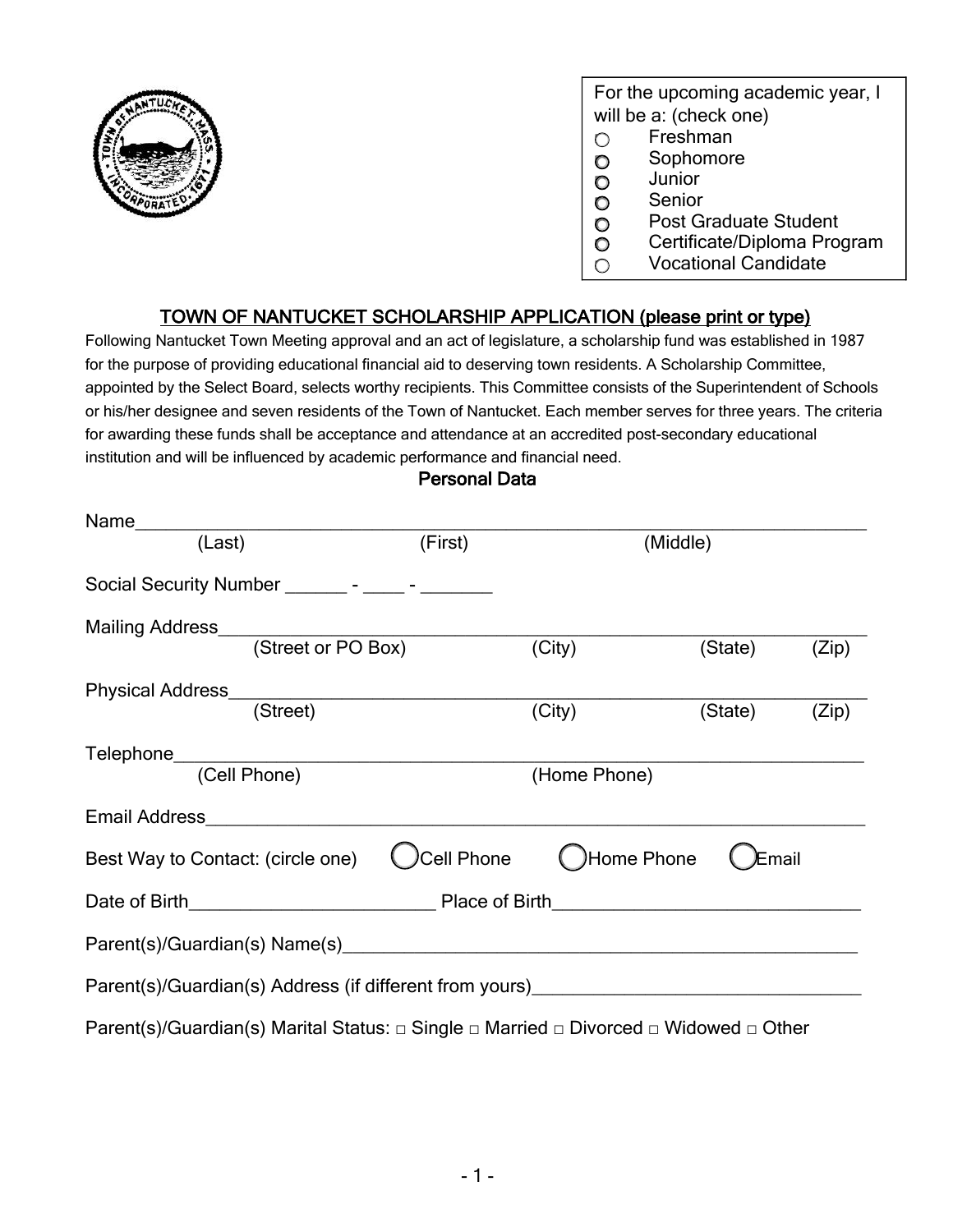For the upcoming academic year, I will be a: (check one)

- ○ Freshman
- ○ Sophomore
- ○ Junior
- ○ Senior
- ○ Post Graduate Student
- ○ Certificate/Diploma Program
- ○ Vocational Candidate

## TOWN OF NANTUCKET SCHOLARSHIP APPLICATION (please print or type)

Following Nantucket Town Meeting approval and an act of legislature, a scholarship fund was established in 1987 for the purpose of providing educational financial aid to deserving town residents. A Scholarship Committee, appointed by the Select Board, selects worthy recipients. This Committee consists of the Superintendent of Schools or his/her designee and seven residents of the Town of Nantucket. Each member serves for three years. The criteria for awarding these funds shall be acceptance and attendance at an accredited post-secondary educational institution and will be influenced by academic performance and financial need.

### Personal Data

Name_______________________________________________________________________
(Last) (First) (Middle)

Social Security Number ______ - ____ - _______

Mailing Address_____________________________________________________________
(Street or PO Box) (City) (State) (Zip)

Physical Address____________________________________________________________
(Street) (City) (State) (Zip)

Telephone__________________________________________________________________
(Cell Phone) (Home Phone)

Email Address_______________________________________________________________

Best Way to Contact: (circle one) ○ Cell Phone ○ Home Phone ○ Email

Date of Birth_________________________ Place of Birth_______________________________

Parent(s)/Guardian(s) Name(s)______________________________________________________

Parent(s)/Guardian(s) Address (if different from yours)_________________________________

Parent(s)/Guardian(s) Marital Status: □ Single □ Married □ Divorced □ Widowed □ Other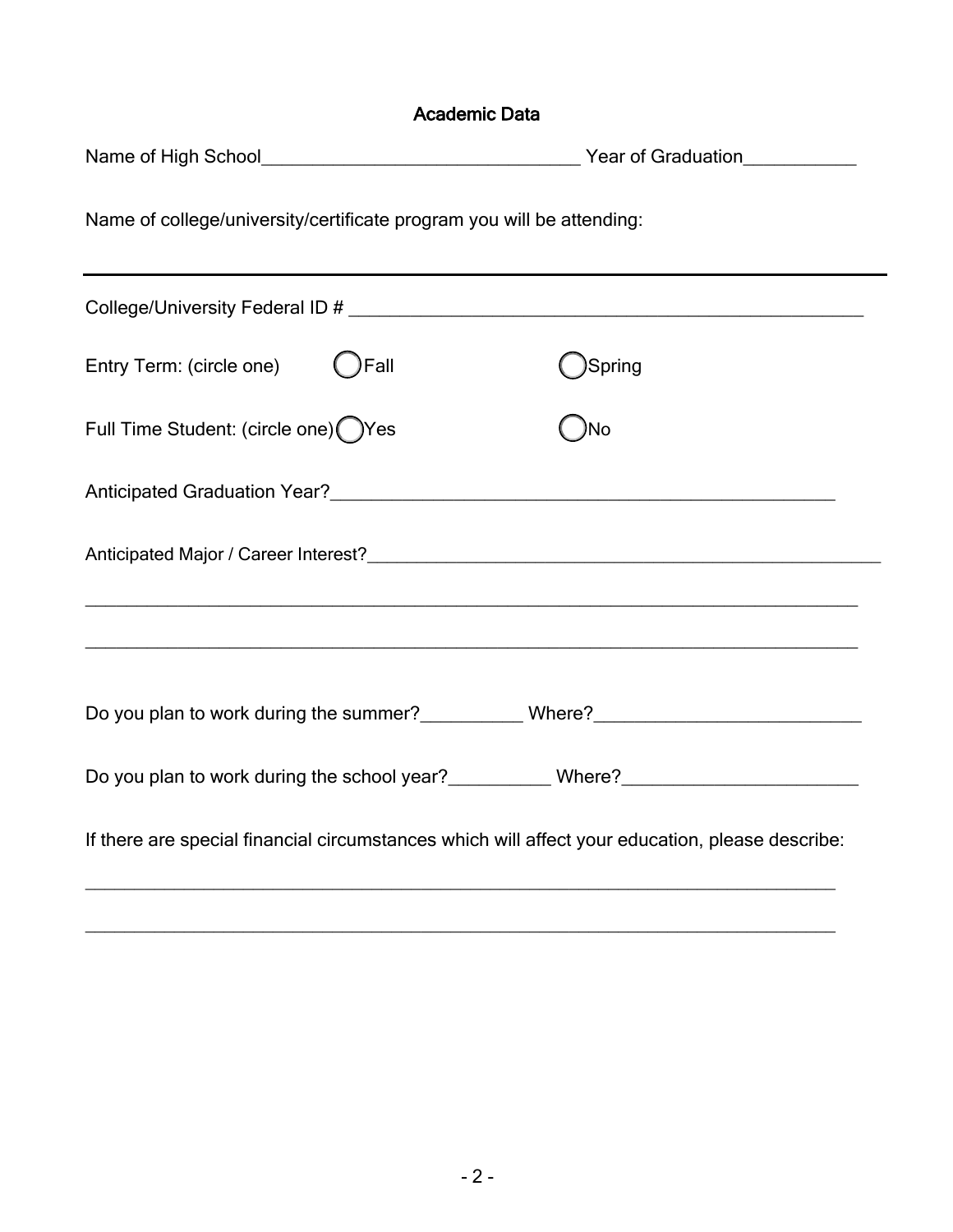## Academic Data

Name of High School_________________________________ Year of Graduation___________

Name of college/university/certificate program you will be attending:

---

College/University Federal ID # _______________________________________________________

Entry Term: (circle one) ◯ Fall ◯ Spring

Full Time Student: (circle one) ◯ Yes ◯ No

Anticipated Graduation Year?_____________________________________________________

Anticipated Major / Career Interest?________________________________________________________

_____________________________________________________________________________

_____________________________________________________________________________

Do you plan to work during the summer?__________ Where?___________________________

Do you plan to work during the school year?__________ Where?________________________

If there are special financial circumstances which will affect your education, please describe:

_____________________________________________________________________________

_____________________________________________________________________________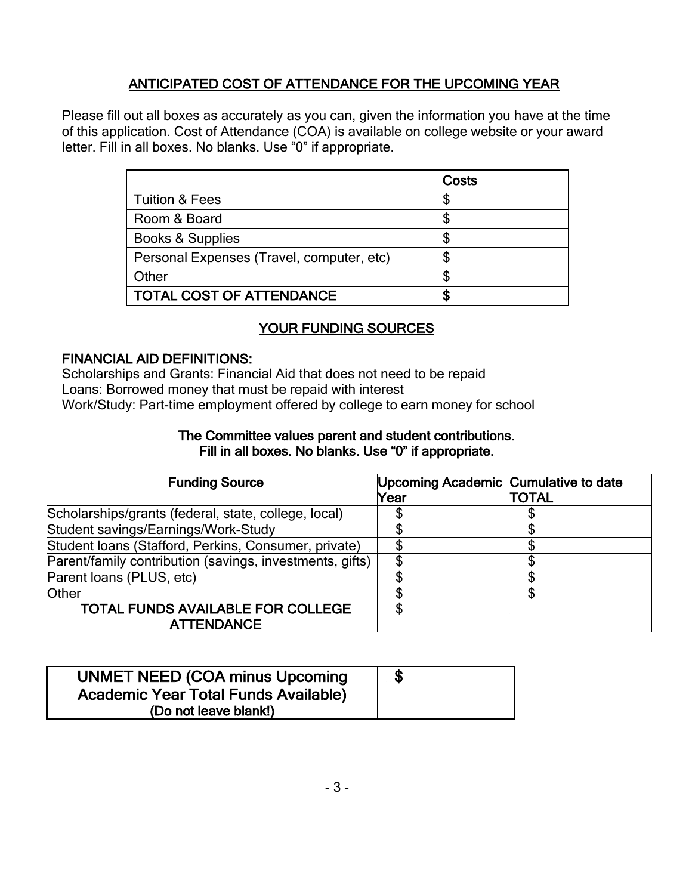## ANTICIPATED COST OF ATTENDANCE FOR THE UPCOMING YEAR

Please fill out all boxes as accurately as you can, given the information you have at the time of this application. Cost of Attendance (COA) is available on college website or your award letter. Fill in all boxes. No blanks. Use "0" if appropriate.

| | **Costs** |
|---|---|
| Tuition & Fees | $ |
| Room & Board | $ |
| Books & Supplies | $ |
| Personal Expenses (Travel, computer, etc) | $ |
| Other | $ |
| **TOTAL COST OF ATTENDANCE** | **$** |

## YOUR FUNDING SOURCES

**FINANCIAL AID DEFINITIONS:**

Scholarships and Grants: Financial Aid that does not need to be repaid
Loans: Borrowed money that must be repaid with interest
Work/Study: Part-time employment offered by college to earn money for school

**The Committee values parent and student contributions.**
**Fill in all boxes. No blanks. Use "0" if appropriate.**

| **Funding Source** | **Upcoming Academic Year** | **Cumulative to date TOTAL** |
|---|---|---|
| Scholarships/grants (federal, state, college, local) | $ | $ |
| Student savings/Earnings/Work-Study | $ | $ |
| Student loans (Stafford, Perkins, Consumer, private) | $ | $ |
| Parent/family contribution (savings, investments, gifts) | $ | $ |
| Parent loans (PLUS, etc) | $ | $ |
| Other | $ | $ |
| **TOTAL FUNDS AVAILABLE FOR COLLEGE ATTENDANCE** | $ | |

| **UNMET NEED (COA minus Upcoming Academic Year Total Funds Available)** (Do not leave blank!) | **$** |
|---|---|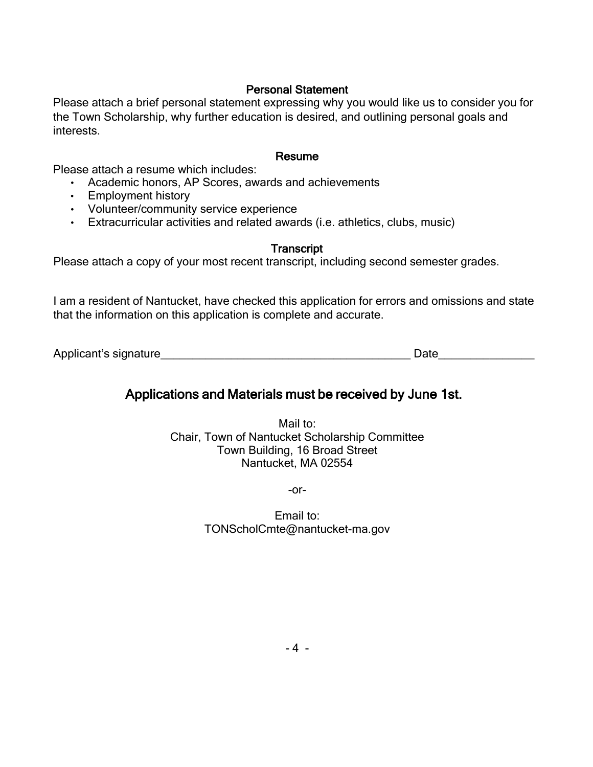## Personal Statement

Please attach a brief personal statement expressing why you would like us to consider you for the Town Scholarship, why further education is desired, and outlining personal goals and interests.

## Resume

Please attach a resume which includes:

- Academic honors, AP Scores, awards and achievements
- Employment history
- Volunteer/community service experience
- Extracurricular activities and related awards (i.e. athletics, clubs, music)

## Transcript

Please attach a copy of your most recent transcript, including second semester grades.

I am a resident of Nantucket, have checked this application for errors and omissions and state that the information on this application is complete and accurate.

Applicant's signature_____________________________________________ Date________________

## Applications and Materials must be received by June 1st.

Mail to:
Chair, Town of Nantucket Scholarship Committee
Town Building, 16 Broad Street
Nantucket, MA 02554

-or-

Email to:
TONScholCmte@nantucket-ma.gov